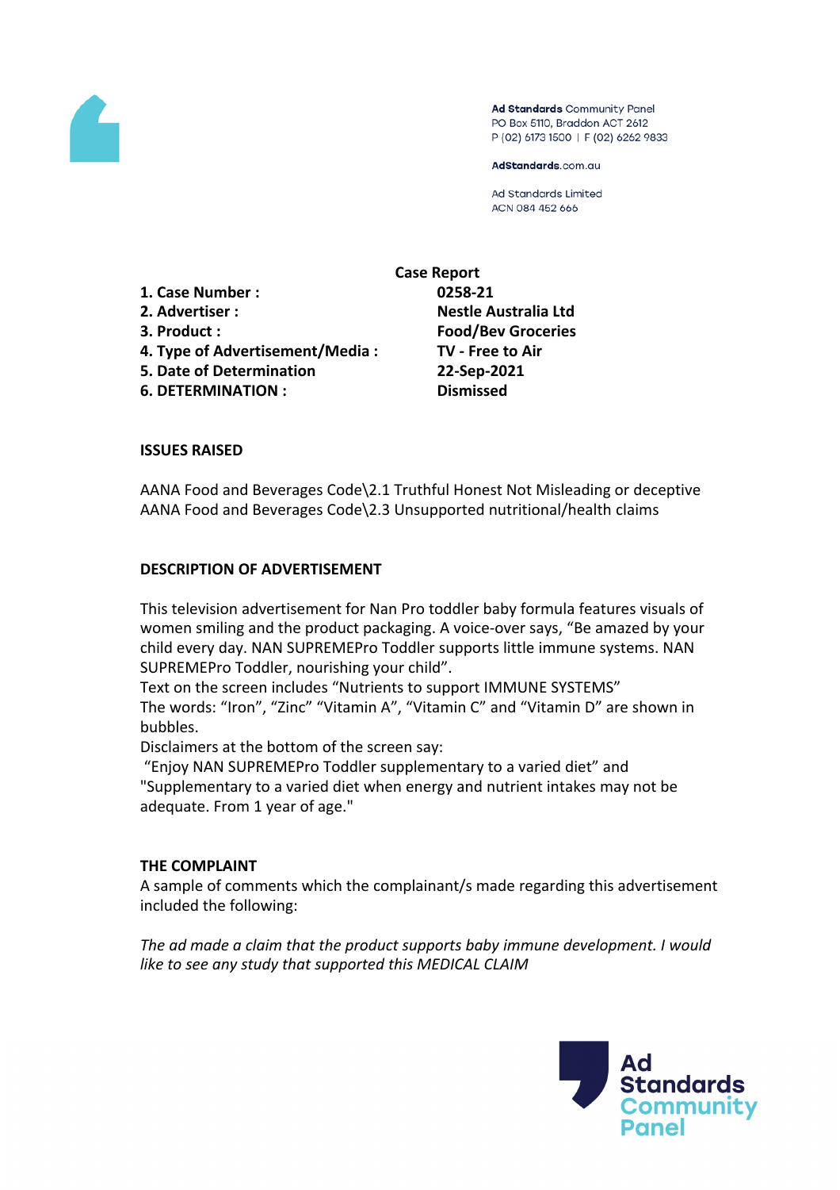Ad Standards Community Panel
PO Box 5110, Braddon ACT 2612
P (02) 6173 1500 | F (02) 6262 9833

AdStandards.com.au

Ad Standards Limited
ACN 084 452 666

## Case Report

| | |
|---|---|
| **1. Case Number :** | **0258-21** |
| **2. Advertiser :** | **Nestle Australia Ltd** |
| **3. Product :** | **Food/Bev Groceries** |
| **4. Type of Advertisement/Media :** | **TV - Free to Air** |
| **5. Date of Determination** | **22-Sep-2021** |
| **6. DETERMINATION :** | **Dismissed** |

### ISSUES RAISED

AANA Food and Beverages Code\2.1 Truthful Honest Not Misleading or deceptive
AANA Food and Beverages Code\2.3 Unsupported nutritional/health claims

### DESCRIPTION OF ADVERTISEMENT

This television advertisement for Nan Pro toddler baby formula features visuals of women smiling and the product packaging. A voice-over says, "Be amazed by your child every day. NAN SUPREMEPro Toddler supports little immune systems. NAN SUPREMEPro Toddler, nourishing your child".
Text on the screen includes "Nutrients to support IMMUNE SYSTEMS"
The words: "Iron", "Zinc" "Vitamin A", "Vitamin C" and "Vitamin D" are shown in bubbles.
Disclaimers at the bottom of the screen say:
"Enjoy NAN SUPREMEPro Toddler supplementary to a varied diet" and
"Supplementary to a varied diet when energy and nutrient intakes may not be adequate. From 1 year of age."

### THE COMPLAINT

A sample of comments which the complainant/s made regarding this advertisement included the following:

*The ad made a claim that the product supports baby immune development. I would like to see any study that supported this MEDICAL CLAIM*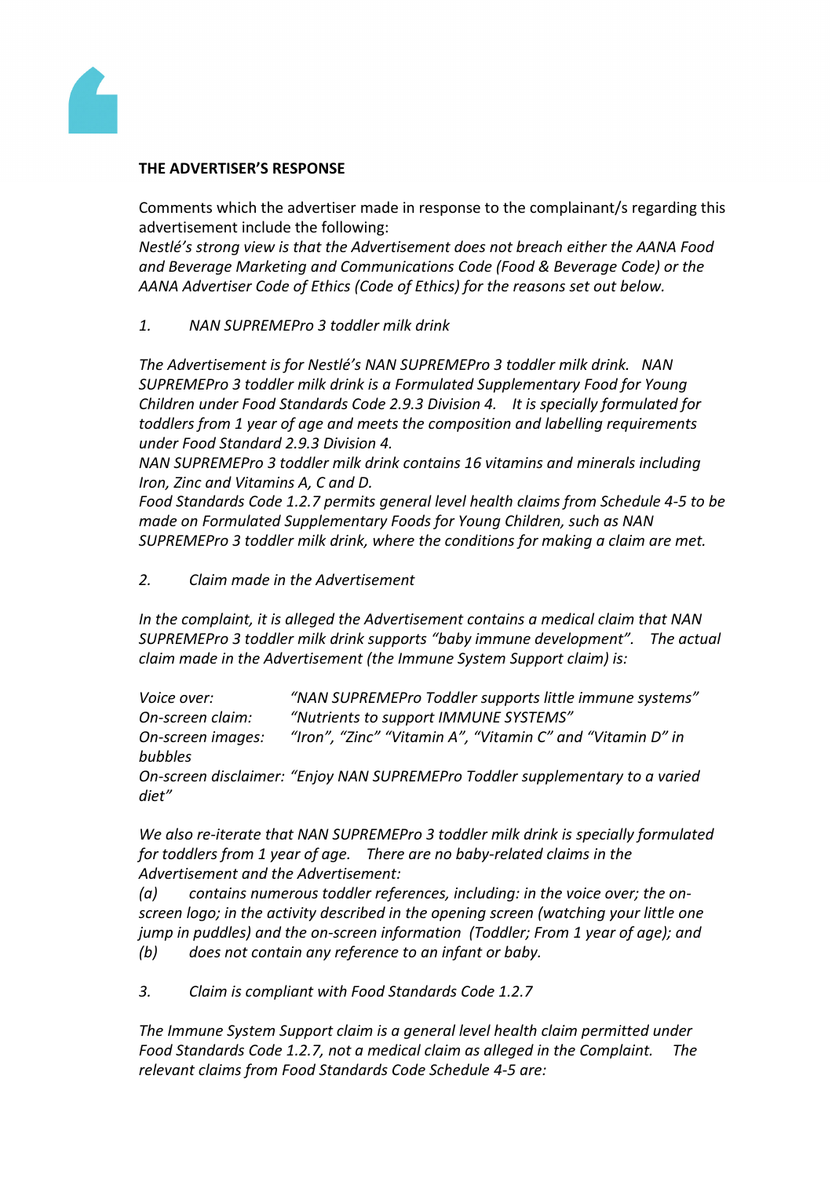**THE ADVERTISER'S RESPONSE**

Comments which the advertiser made in response to the complainant/s regarding this advertisement include the following:

*Nestlé's strong view is that the Advertisement does not breach either the AANA Food and Beverage Marketing and Communications Code (Food & Beverage Code) or the AANA Advertiser Code of Ethics (Code of Ethics) for the reasons set out below.*

*1. NAN SUPREMEPro 3 toddler milk drink*

*The Advertisement is for Nestlé's NAN SUPREMEPro 3 toddler milk drink. NAN SUPREMEPro 3 toddler milk drink is a Formulated Supplementary Food for Young Children under Food Standards Code 2.9.3 Division 4. It is specially formulated for toddlers from 1 year of age and meets the composition and labelling requirements under Food Standard 2.9.3 Division 4.*

*NAN SUPREMEPro 3 toddler milk drink contains 16 vitamins and minerals including Iron, Zinc and Vitamins A, C and D.*

*Food Standards Code 1.2.7 permits general level health claims from Schedule 4-5 to be made on Formulated Supplementary Foods for Young Children, such as NAN SUPREMEPro 3 toddler milk drink, where the conditions for making a claim are met.*

*2. Claim made in the Advertisement*

*In the complaint, it is alleged the Advertisement contains a medical claim that NAN SUPREMEPro 3 toddler milk drink supports "baby immune development". The actual claim made in the Advertisement (the Immune System Support claim) is:*

*Voice over: "NAN SUPREMEPro Toddler supports little immune systems"*
*On-screen claim: "Nutrients to support IMMUNE SYSTEMS"*
*On-screen images: "Iron", "Zinc" "Vitamin A", "Vitamin C" and "Vitamin D" in bubbles*
*On-screen disclaimer: "Enjoy NAN SUPREMEPro Toddler supplementary to a varied diet"*

*We also re-iterate that NAN SUPREMEPro 3 toddler milk drink is specially formulated for toddlers from 1 year of age. There are no baby-related claims in the Advertisement and the Advertisement:*

*(a) contains numerous toddler references, including: in the voice over; the on-screen logo; in the activity described in the opening screen (watching your little one jump in puddles) and the on-screen information (Toddler; From 1 year of age); and*

*(b) does not contain any reference to an infant or baby.*

*3. Claim is compliant with Food Standards Code 1.2.7*

*The Immune System Support claim is a general level health claim permitted under Food Standards Code 1.2.7, not a medical claim as alleged in the Complaint. The relevant claims from Food Standards Code Schedule 4-5 are:*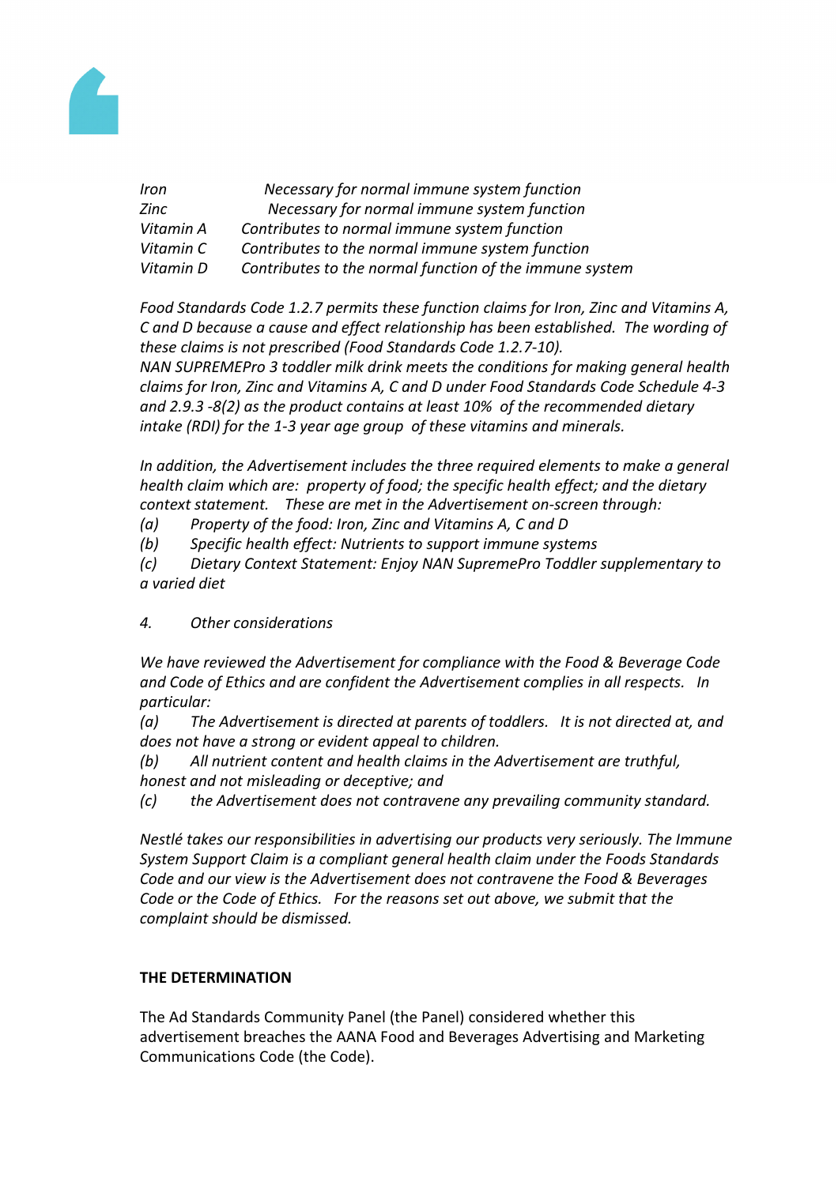*Iron Necessary for normal immune system function*
*Zinc Necessary for normal immune system function*
*Vitamin A Contributes to normal immune system function*
*Vitamin C Contributes to the normal immune system function*
*Vitamin D Contributes to the normal function of the immune system*

*Food Standards Code 1.2.7 permits these function claims for Iron, Zinc and Vitamins A, C and D because a cause and effect relationship has been established. The wording of these claims is not prescribed (Food Standards Code 1.2.7-10).*
*NAN SUPREMEPro 3 toddler milk drink meets the conditions for making general health claims for Iron, Zinc and Vitamins A, C and D under Food Standards Code Schedule 4-3 and 2.9.3 -8(2) as the product contains at least 10% of the recommended dietary intake (RDI) for the 1-3 year age group of these vitamins and minerals.*

*In addition, the Advertisement includes the three required elements to make a general health claim which are: property of food; the specific health effect; and the dietary context statement. These are met in the Advertisement on-screen through:*
*(a) Property of the food: Iron, Zinc and Vitamins A, C and D*
*(b) Specific health effect: Nutrients to support immune systems*
*(c) Dietary Context Statement: Enjoy NAN SupremePro Toddler supplementary to a varied diet*

*4. Other considerations*

*We have reviewed the Advertisement for compliance with the Food & Beverage Code and Code of Ethics and are confident the Advertisement complies in all respects. In particular:*
*(a) The Advertisement is directed at parents of toddlers. It is not directed at, and does not have a strong or evident appeal to children.*
*(b) All nutrient content and health claims in the Advertisement are truthful, honest and not misleading or deceptive; and*
*(c) the Advertisement does not contravene any prevailing community standard.*

*Nestlé takes our responsibilities in advertising our products very seriously. The Immune System Support Claim is a compliant general health claim under the Foods Standards Code and our view is the Advertisement does not contravene the Food & Beverages Code or the Code of Ethics. For the reasons set out above, we submit that the complaint should be dismissed.*

**THE DETERMINATION**

The Ad Standards Community Panel (the Panel) considered whether this advertisement breaches the AANA Food and Beverages Advertising and Marketing Communications Code (the Code).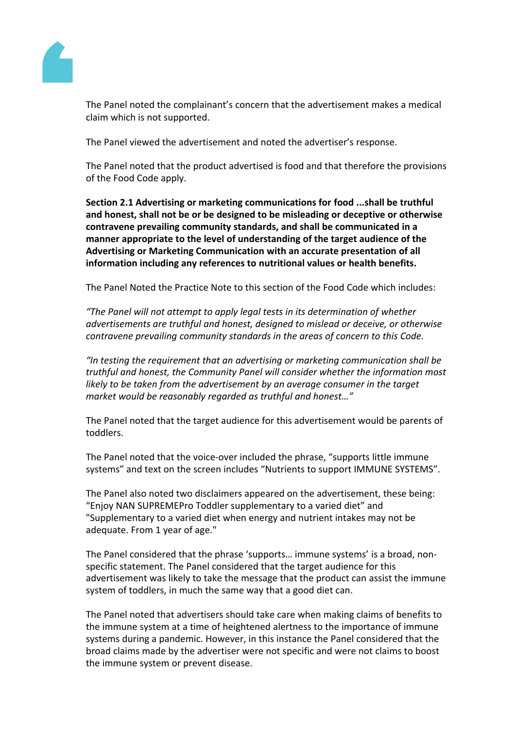The Panel noted the complainant's concern that the advertisement makes a medical claim which is not supported.

The Panel viewed the advertisement and noted the advertiser's response.

The Panel noted that the product advertised is food and that therefore the provisions of the Food Code apply.

**Section 2.1 Advertising or marketing communications for food ...shall be truthful and honest, shall not be or be designed to be misleading or deceptive or otherwise contravene prevailing community standards, and shall be communicated in a manner appropriate to the level of understanding of the target audience of the Advertising or Marketing Communication with an accurate presentation of all information including any references to nutritional values or health benefits.**

The Panel Noted the Practice Note to this section of the Food Code which includes:

*"The Panel will not attempt to apply legal tests in its determination of whether advertisements are truthful and honest, designed to mislead or deceive, or otherwise contravene prevailing community standards in the areas of concern to this Code.*

*"In testing the requirement that an advertising or marketing communication shall be truthful and honest, the Community Panel will consider whether the information most likely to be taken from the advertisement by an average consumer in the target market would be reasonably regarded as truthful and honest…"*

The Panel noted that the target audience for this advertisement would be parents of toddlers.

The Panel noted that the voice-over included the phrase, "supports little immune systems" and text on the screen includes "Nutrients to support IMMUNE SYSTEMS".

The Panel also noted two disclaimers appeared on the advertisement, these being: "Enjoy NAN SUPREMEPro Toddler supplementary to a varied diet" and "Supplementary to a varied diet when energy and nutrient intakes may not be adequate. From 1 year of age."

The Panel considered that the phrase 'supports… immune systems' is a broad, non-specific statement. The Panel considered that the target audience for this advertisement was likely to take the message that the product can assist the immune system of toddlers, in much the same way that a good diet can.

The Panel noted that advertisers should take care when making claims of benefits to the immune system at a time of heightened alertness to the importance of immune systems during a pandemic. However, in this instance the Panel considered that the broad claims made by the advertiser were not specific and were not claims to boost the immune system or prevent disease.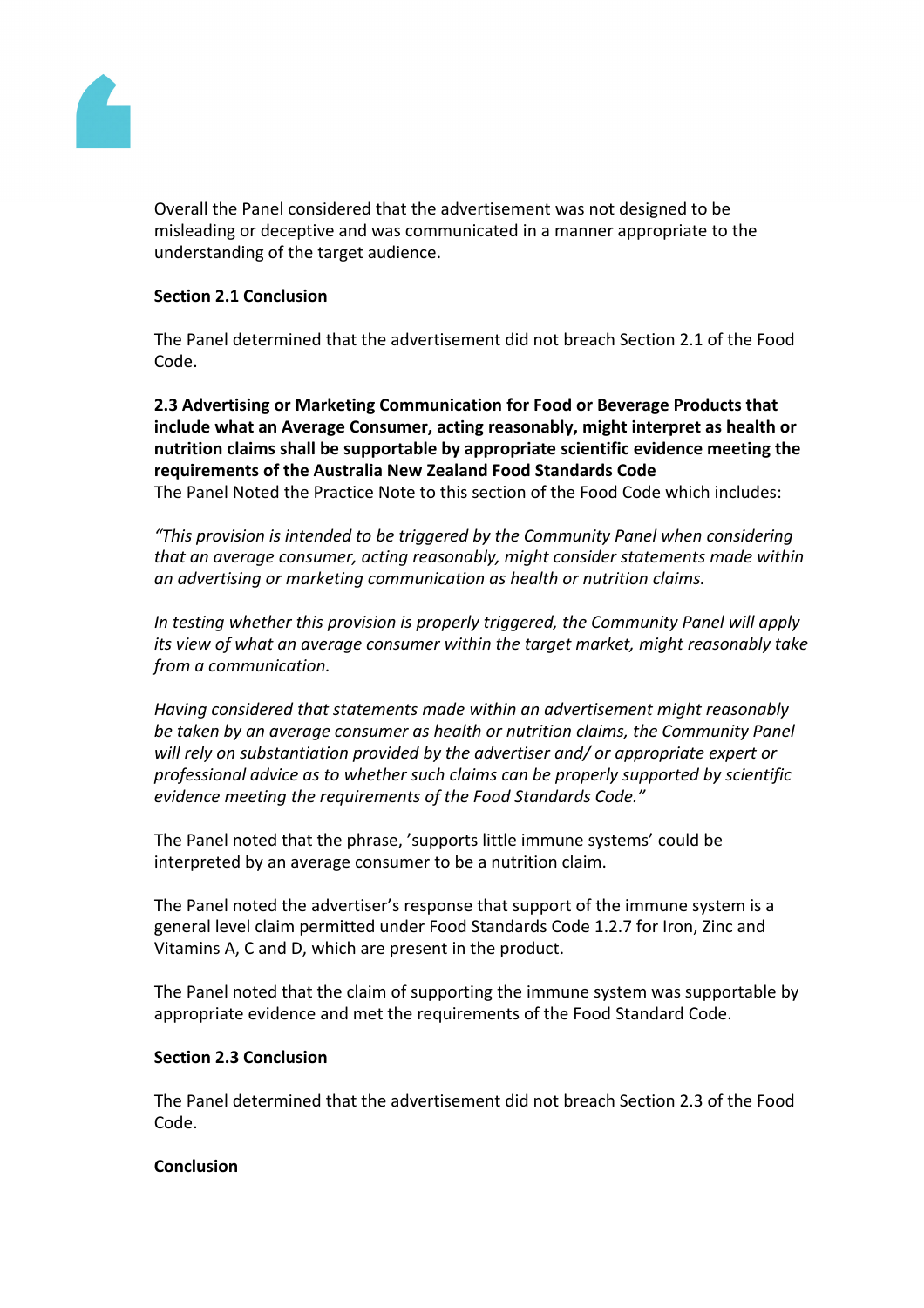Overall the Panel considered that the advertisement was not designed to be misleading or deceptive and was communicated in a manner appropriate to the understanding of the target audience.

**Section 2.1 Conclusion**

The Panel determined that the advertisement did not breach Section 2.1 of the Food Code.

**2.3 Advertising or Marketing Communication for Food or Beverage Products that include what an Average Consumer, acting reasonably, might interpret as health or nutrition claims shall be supportable by appropriate scientific evidence meeting the requirements of the Australia New Zealand Food Standards Code**

The Panel Noted the Practice Note to this section of the Food Code which includes:

*"This provision is intended to be triggered by the Community Panel when considering that an average consumer, acting reasonably, might consider statements made within an advertising or marketing communication as health or nutrition claims.*

*In testing whether this provision is properly triggered, the Community Panel will apply its view of what an average consumer within the target market, might reasonably take from a communication.*

*Having considered that statements made within an advertisement might reasonably be taken by an average consumer as health or nutrition claims, the Community Panel will rely on substantiation provided by the advertiser and/ or appropriate expert or professional advice as to whether such claims can be properly supported by scientific evidence meeting the requirements of the Food Standards Code."*

The Panel noted that the phrase, 'supports little immune systems' could be interpreted by an average consumer to be a nutrition claim.

The Panel noted the advertiser's response that support of the immune system is a general level claim permitted under Food Standards Code 1.2.7 for Iron, Zinc and Vitamins A, C and D, which are present in the product.

The Panel noted that the claim of supporting the immune system was supportable by appropriate evidence and met the requirements of the Food Standard Code.

**Section 2.3 Conclusion**

The Panel determined that the advertisement did not breach Section 2.3 of the Food Code.

**Conclusion**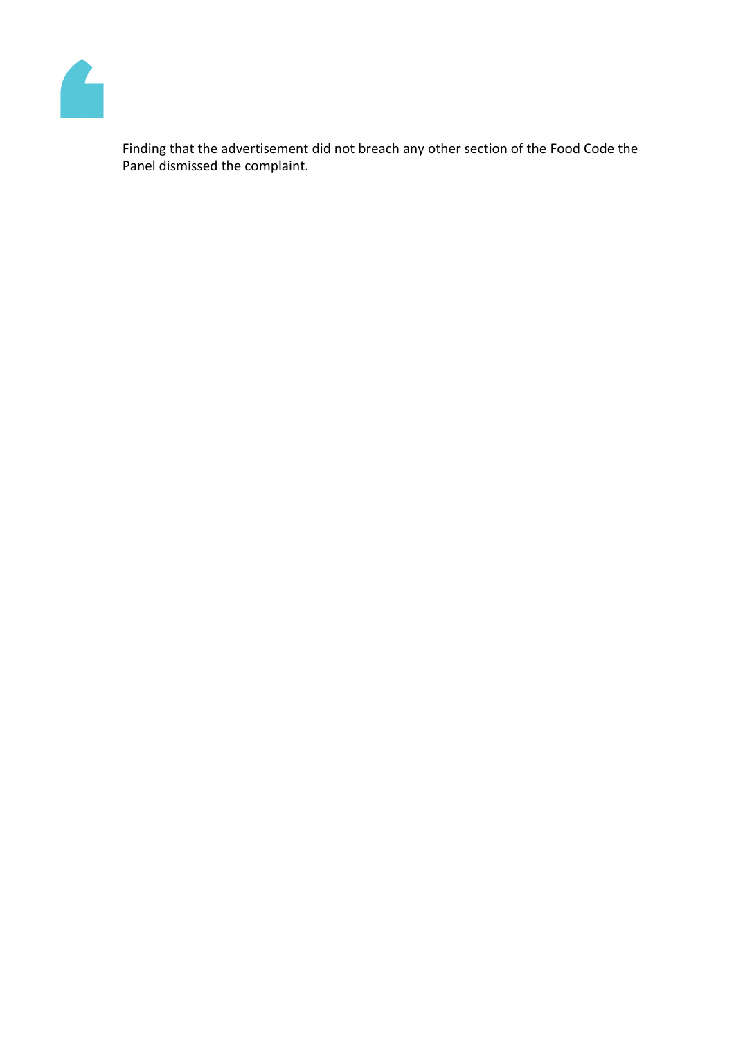Finding that the advertisement did not breach any other section of the Food Code the Panel dismissed the complaint.